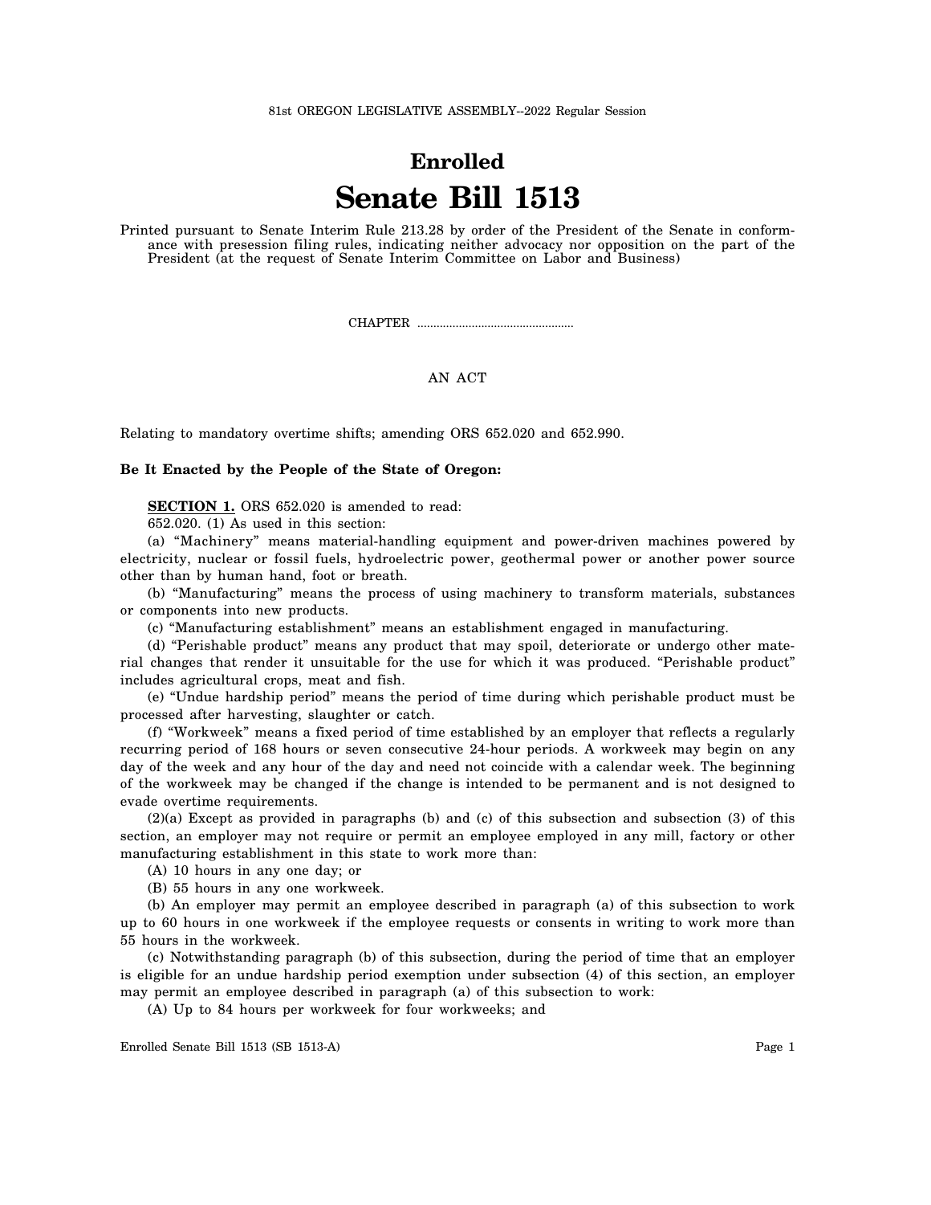81st OREGON LEGISLATIVE ASSEMBLY--2022 Regular Session

# Enrolled

# Senate Bill 1513

Printed pursuant to Senate Interim Rule 213.28 by order of the President of the Senate in conformance with presession filing rules, indicating neither advocacy nor opposition on the part of the President (at the request of Senate Interim Committee on Labor and Business)

CHAPTER .................................................

AN ACT

Relating to mandatory overtime shifts; amending ORS 652.020 and 652.990.

**Be It Enacted by the People of the State of Oregon:**

**SECTION 1.** ORS 652.020 is amended to read:

652.020. (1) As used in this section:

(a) "Machinery" means material-handling equipment and power-driven machines powered by electricity, nuclear or fossil fuels, hydroelectric power, geothermal power or another power source other than by human hand, foot or breath.

(b) "Manufacturing" means the process of using machinery to transform materials, substances or components into new products.

(c) "Manufacturing establishment" means an establishment engaged in manufacturing.

(d) "Perishable product" means any product that may spoil, deteriorate or undergo other material changes that render it unsuitable for the use for which it was produced. "Perishable product" includes agricultural crops, meat and fish.

(e) "Undue hardship period" means the period of time during which perishable product must be processed after harvesting, slaughter or catch.

(f) "Workweek" means a fixed period of time established by an employer that reflects a regularly recurring period of 168 hours or seven consecutive 24-hour periods. A workweek may begin on any day of the week and any hour of the day and need not coincide with a calendar week. The beginning of the workweek may be changed if the change is intended to be permanent and is not designed to evade overtime requirements.

(2)(a) Except as provided in paragraphs (b) and (c) of this subsection and subsection (3) of this section, an employer may not require or permit an employee employed in any mill, factory or other manufacturing establishment in this state to work more than:

(A) 10 hours in any one day; or

(B) 55 hours in any one workweek.

(b) An employer may permit an employee described in paragraph (a) of this subsection to work up to 60 hours in one workweek if the employee requests or consents in writing to work more than 55 hours in the workweek.

(c) Notwithstanding paragraph (b) of this subsection, during the period of time that an employer is eligible for an undue hardship period exemption under subsection (4) of this section, an employer may permit an employee described in paragraph (a) of this subsection to work:

(A) Up to 84 hours per workweek for four workweeks; and

Enrolled Senate Bill 1513 (SB 1513-A)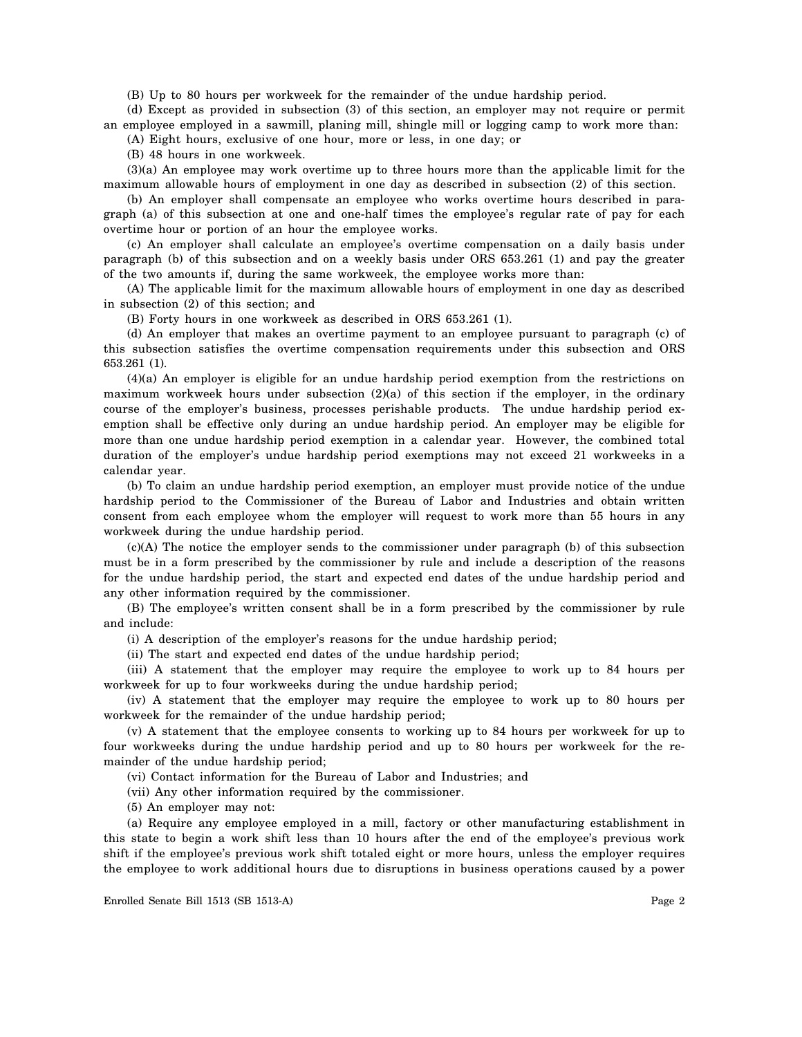(B) Up to 80 hours per workweek for the remainder of the undue hardship period.

(d) Except as provided in subsection (3) of this section, an employer may not require or permit an employee employed in a sawmill, planing mill, shingle mill or logging camp to work more than:

(A) Eight hours, exclusive of one hour, more or less, in one day; or

(B) 48 hours in one workweek.

(3)(a) An employee may work overtime up to three hours more than the applicable limit for the maximum allowable hours of employment in one day as described in subsection (2) of this section.

(b) An employer shall compensate an employee who works overtime hours described in paragraph (a) of this subsection at one and one-half times the employee's regular rate of pay for each overtime hour or portion of an hour the employee works.

(c) An employer shall calculate an employee's overtime compensation on a daily basis under paragraph (b) of this subsection and on a weekly basis under ORS 653.261 (1) and pay the greater of the two amounts if, during the same workweek, the employee works more than:

(A) The applicable limit for the maximum allowable hours of employment in one day as described in subsection (2) of this section; and

(B) Forty hours in one workweek as described in ORS 653.261 (1).

(d) An employer that makes an overtime payment to an employee pursuant to paragraph (c) of this subsection satisfies the overtime compensation requirements under this subsection and ORS 653.261 (1).

(4)(a) An employer is eligible for an undue hardship period exemption from the restrictions on maximum workweek hours under subsection (2)(a) of this section if the employer, in the ordinary course of the employer's business, processes perishable products. The undue hardship period exemption shall be effective only during an undue hardship period. An employer may be eligible for more than one undue hardship period exemption in a calendar year. However, the combined total duration of the employer's undue hardship period exemptions may not exceed 21 workweeks in a calendar year.

(b) To claim an undue hardship period exemption, an employer must provide notice of the undue hardship period to the Commissioner of the Bureau of Labor and Industries and obtain written consent from each employee whom the employer will request to work more than 55 hours in any workweek during the undue hardship period.

(c)(A) The notice the employer sends to the commissioner under paragraph (b) of this subsection must be in a form prescribed by the commissioner by rule and include a description of the reasons for the undue hardship period, the start and expected end dates of the undue hardship period and any other information required by the commissioner.

(B) The employee's written consent shall be in a form prescribed by the commissioner by rule and include:

(i) A description of the employer's reasons for the undue hardship period;

(ii) The start and expected end dates of the undue hardship period;

(iii) A statement that the employer may require the employee to work up to 84 hours per workweek for up to four workweeks during the undue hardship period;

(iv) A statement that the employer may require the employee to work up to 80 hours per workweek for the remainder of the undue hardship period;

(v) A statement that the employee consents to working up to 84 hours per workweek for up to four workweeks during the undue hardship period and up to 80 hours per workweek for the remainder of the undue hardship period;

(vi) Contact information for the Bureau of Labor and Industries; and

(vii) Any other information required by the commissioner.

(5) An employer may not:

(a) Require any employee employed in a mill, factory or other manufacturing establishment in this state to begin a work shift less than 10 hours after the end of the employee's previous work shift if the employee's previous work shift totaled eight or more hours, unless the employer requires the employee to work additional hours due to disruptions in business operations caused by a power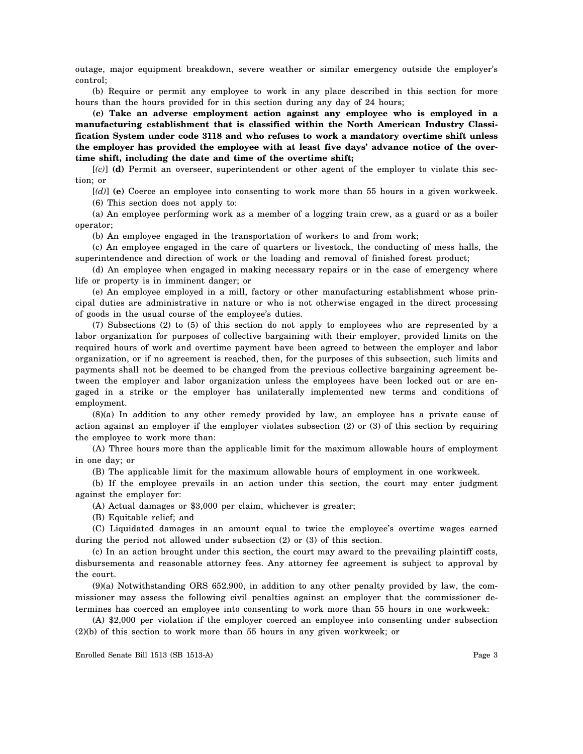outage, major equipment breakdown, severe weather or similar emergency outside the employer's control;

(b) Require or permit any employee to work in any place described in this section for more hours than the hours provided for in this section during any day of 24 hours;

**(c) Take an adverse employment action against any employee who is employed in a manufacturing establishment that is classified within the North American Industry Classification System under code 3118 and who refuses to work a mandatory overtime shift unless the employer has provided the employee with at least five days' advance notice of the overtime shift, including the date and time of the overtime shift;**

[*(c)*] **(d)** Permit an overseer, superintendent or other agent of the employer to violate this section; or

[*(d)*] **(e)** Coerce an employee into consenting to work more than 55 hours in a given workweek.

(6) This section does not apply to:

(a) An employee performing work as a member of a logging train crew, as a guard or as a boiler operator;

(b) An employee engaged in the transportation of workers to and from work;

(c) An employee engaged in the care of quarters or livestock, the conducting of mess halls, the superintendence and direction of work or the loading and removal of finished forest product;

(d) An employee when engaged in making necessary repairs or in the case of emergency where life or property is in imminent danger; or

(e) An employee employed in a mill, factory or other manufacturing establishment whose principal duties are administrative in nature or who is not otherwise engaged in the direct processing of goods in the usual course of the employee's duties.

(7) Subsections (2) to (5) of this section do not apply to employees who are represented by a labor organization for purposes of collective bargaining with their employer, provided limits on the required hours of work and overtime payment have been agreed to between the employer and labor organization, or if no agreement is reached, then, for the purposes of this subsection, such limits and payments shall not be deemed to be changed from the previous collective bargaining agreement between the employer and labor organization unless the employees have been locked out or are engaged in a strike or the employer has unilaterally implemented new terms and conditions of employment.

(8)(a) In addition to any other remedy provided by law, an employee has a private cause of action against an employer if the employer violates subsection (2) or (3) of this section by requiring the employee to work more than:

(A) Three hours more than the applicable limit for the maximum allowable hours of employment in one day; or

(B) The applicable limit for the maximum allowable hours of employment in one workweek.

(b) If the employee prevails in an action under this section, the court may enter judgment against the employer for:

(A) Actual damages or $3,000 per claim, whichever is greater;

(B) Equitable relief; and

(C) Liquidated damages in an amount equal to twice the employee's overtime wages earned during the period not allowed under subsection (2) or (3) of this section.

(c) In an action brought under this section, the court may award to the prevailing plaintiff costs, disbursements and reasonable attorney fees. Any attorney fee agreement is subject to approval by the court.

(9)(a) Notwithstanding ORS 652.900, in addition to any other penalty provided by law, the commissioner may assess the following civil penalties against an employer that the commissioner determines has coerced an employee into consenting to work more than 55 hours in one workweek:

(A) $2,000 per violation if the employer coerced an employee into consenting under subsection (2)(b) of this section to work more than 55 hours in any given workweek; or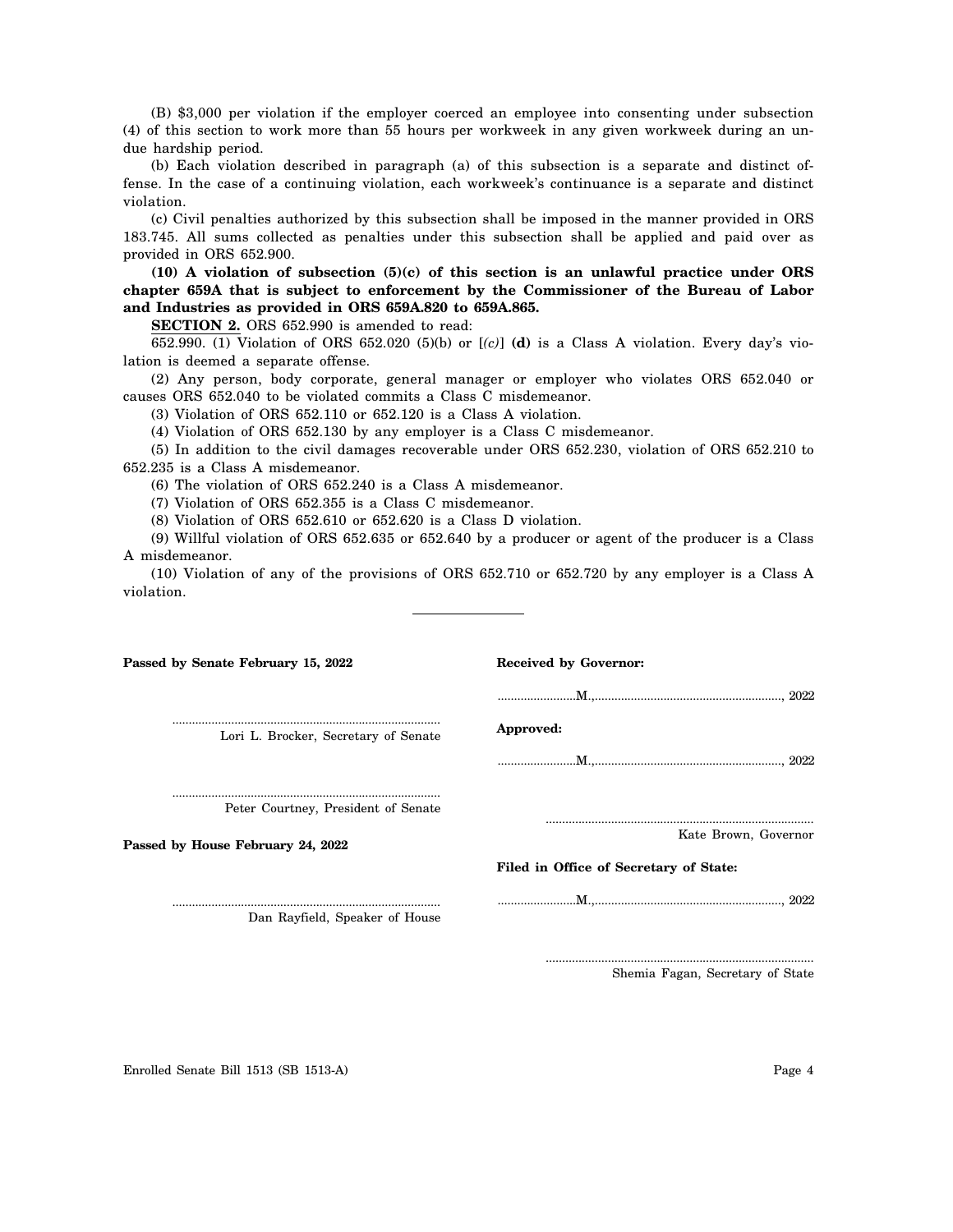(B) $3,000 per violation if the employer coerced an employee into consenting under subsection (4) of this section to work more than 55 hours per workweek in any given workweek during an undue hardship period.

(b) Each violation described in paragraph (a) of this subsection is a separate and distinct offense. In the case of a continuing violation, each workweek's continuance is a separate and distinct violation.

(c) Civil penalties authorized by this subsection shall be imposed in the manner provided in ORS 183.745. All sums collected as penalties under this subsection shall be applied and paid over as provided in ORS 652.900.

**(10) A violation of subsection (5)(c) of this section is an unlawful practice under ORS chapter 659A that is subject to enforcement by the Commissioner of the Bureau of Labor and Industries as provided in ORS 659A.820 to 659A.865.**

**SECTION 2.** ORS 652.990 is amended to read:

652.990. (1) Violation of ORS 652.020 (5)(b) or [*(c)*] **(d)** is a Class A violation. Every day's violation is deemed a separate offense.

(2) Any person, body corporate, general manager or employer who violates ORS 652.040 or causes ORS 652.040 to be violated commits a Class C misdemeanor.

(3) Violation of ORS 652.110 or 652.120 is a Class A violation.

(4) Violation of ORS 652.130 by any employer is a Class C misdemeanor.

(5) In addition to the civil damages recoverable under ORS 652.230, violation of ORS 652.210 to 652.235 is a Class A misdemeanor.

(6) The violation of ORS 652.240 is a Class A misdemeanor.

(7) Violation of ORS 652.355 is a Class C misdemeanor.

(8) Violation of ORS 652.610 or 652.620 is a Class D violation.

(9) Willful violation of ORS 652.635 or 652.640 by a producer or agent of the producer is a Class A misdemeanor.

(10) Violation of any of the provisions of ORS 652.710 or 652.720 by any employer is a Class A violation.

---

**Passed by Senate February 15, 2022**

..................................................................................
Lori L. Brocker, Secretary of Senate

..................................................................................
Peter Courtney, President of Senate

**Passed by House February 24, 2022**

..................................................................................
Dan Rayfield, Speaker of House

**Received by Governor:**

........................M.,........................................................., 2022

**Approved:**

........................M.,........................................................., 2022

..................................................................................
Kate Brown, Governor

**Filed in Office of Secretary of State:**

........................M.,........................................................., 2022

..................................................................................
Shemia Fagan, Secretary of State

Enrolled Senate Bill 1513 (SB 1513-A)